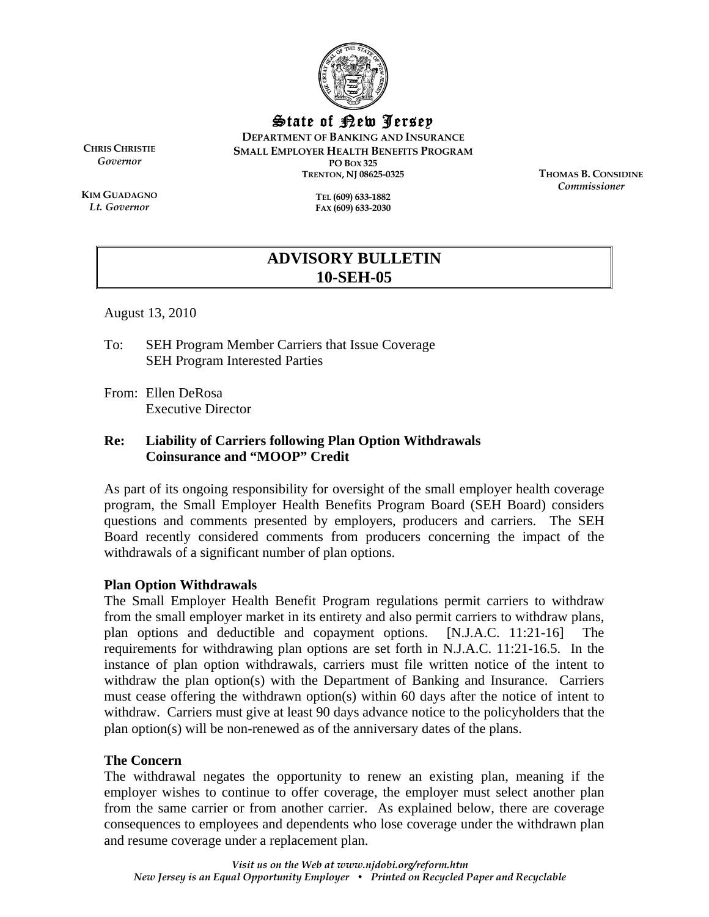# State of New Jersey

**DEPARTMENT OF BANKING AND INSURANCE**
**SMALL EMPLOYER HEALTH BENEFITS PROGRAM**
PO BOX 325
TRENTON, NJ 08625-0325

TEL (609) 633-1882
FAX (609) 633-2030

**CHRIS CHRISTIE**
*Governor*

**KIM GUADAGNO**
*Lt. Governor*

**THOMAS B. CONSIDINE**
*Commissioner*

## ADVISORY BULLETIN
## 10-SEH-05

August 13, 2010

To: SEH Program Member Carriers that Issue Coverage
SEH Program Interested Parties

From: Ellen DeRosa
Executive Director

**Re: Liability of Carriers following Plan Option Withdrawals**
**Coinsurance and "MOOP" Credit**

As part of its ongoing responsibility for oversight of the small employer health coverage program, the Small Employer Health Benefits Program Board (SEH Board) considers questions and comments presented by employers, producers and carriers. The SEH Board recently considered comments from producers concerning the impact of the withdrawals of a significant number of plan options.

**Plan Option Withdrawals**

The Small Employer Health Benefit Program regulations permit carriers to withdraw from the small employer market in its entirety and also permit carriers to withdraw plans, plan options and deductible and copayment options. [N.J.A.C. 11:21-16] The requirements for withdrawing plan options are set forth in N.J.A.C. 11:21-16.5. In the instance of plan option withdrawals, carriers must file written notice of the intent to withdraw the plan option(s) with the Department of Banking and Insurance. Carriers must cease offering the withdrawn option(s) within 60 days after the notice of intent to withdraw. Carriers must give at least 90 days advance notice to the policyholders that the plan option(s) will be non-renewed as of the anniversary dates of the plans.

**The Concern**

The withdrawal negates the opportunity to renew an existing plan, meaning if the employer wishes to continue to offer coverage, the employer must select another plan from the same carrier or from another carrier. As explained below, there are coverage consequences to employees and dependents who lose coverage under the withdrawn plan and resume coverage under a replacement plan.

*Visit us on the Web at www.njdobi.org/reform.htm*
*New Jersey is an Equal Opportunity Employer • Printed on Recycled Paper and Recyclable*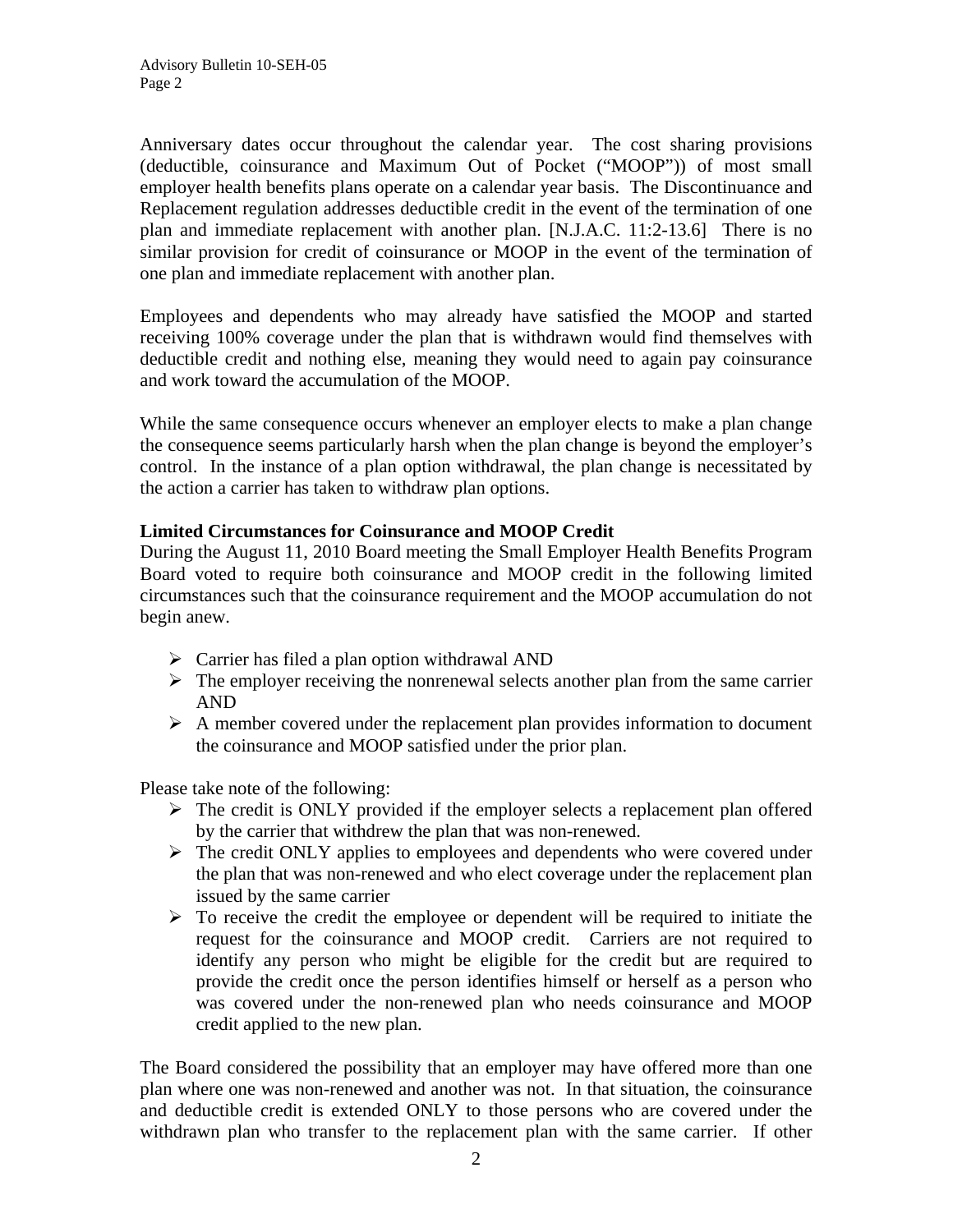Anniversary dates occur throughout the calendar year. The cost sharing provisions (deductible, coinsurance and Maximum Out of Pocket ("MOOP")) of most small employer health benefits plans operate on a calendar year basis. The Discontinuance and Replacement regulation addresses deductible credit in the event of the termination of one plan and immediate replacement with another plan. [N.J.A.C. 11:2-13.6] There is no similar provision for credit of coinsurance or MOOP in the event of the termination of one plan and immediate replacement with another plan.

Employees and dependents who may already have satisfied the MOOP and started receiving 100% coverage under the plan that is withdrawn would find themselves with deductible credit and nothing else, meaning they would need to again pay coinsurance and work toward the accumulation of the MOOP.

While the same consequence occurs whenever an employer elects to make a plan change the consequence seems particularly harsh when the plan change is beyond the employer's control. In the instance of a plan option withdrawal, the plan change is necessitated by the action a carrier has taken to withdraw plan options.

**Limited Circumstances for Coinsurance and MOOP Credit**

During the August 11, 2010 Board meeting the Small Employer Health Benefits Program Board voted to require both coinsurance and MOOP credit in the following limited circumstances such that the coinsurance requirement and the MOOP accumulation do not begin anew.

- Carrier has filed a plan option withdrawal AND
- The employer receiving the nonrenewal selects another plan from the same carrier AND
- A member covered under the replacement plan provides information to document the coinsurance and MOOP satisfied under the prior plan.

Please take note of the following:

- The credit is ONLY provided if the employer selects a replacement plan offered by the carrier that withdrew the plan that was non-renewed.
- The credit ONLY applies to employees and dependents who were covered under the plan that was non-renewed and who elect coverage under the replacement plan issued by the same carrier
- To receive the credit the employee or dependent will be required to initiate the request for the coinsurance and MOOP credit. Carriers are not required to identify any person who might be eligible for the credit but are required to provide the credit once the person identifies himself or herself as a person who was covered under the non-renewed plan who needs coinsurance and MOOP credit applied to the new plan.

The Board considered the possibility that an employer may have offered more than one plan where one was non-renewed and another was not. In that situation, the coinsurance and deductible credit is extended ONLY to those persons who are covered under the withdrawn plan who transfer to the replacement plan with the same carrier. If other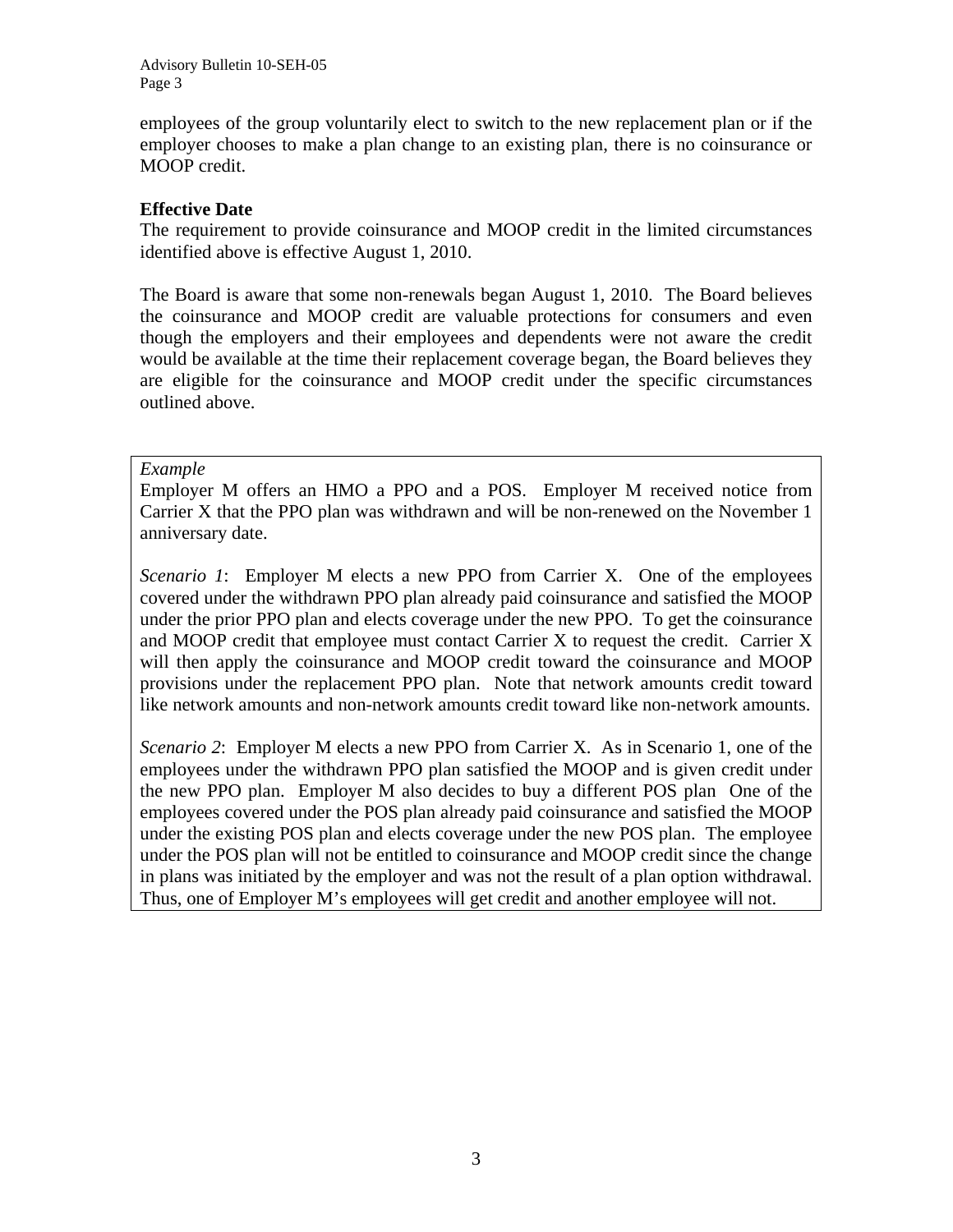employees of the group voluntarily elect to switch to the new replacement plan or if the employer chooses to make a plan change to an existing plan, there is no coinsurance or MOOP credit.

**Effective Date**

The requirement to provide coinsurance and MOOP credit in the limited circumstances identified above is effective August 1, 2010.

The Board is aware that some non-renewals began August 1, 2010. The Board believes the coinsurance and MOOP credit are valuable protections for consumers and even though the employers and their employees and dependents were not aware the credit would be available at the time their replacement coverage began, the Board believes they are eligible for the coinsurance and MOOP credit under the specific circumstances outlined above.

*Example*

Employer M offers an HMO a PPO and a POS. Employer M received notice from Carrier X that the PPO plan was withdrawn and will be non-renewed on the November 1 anniversary date.

*Scenario 1*: Employer M elects a new PPO from Carrier X. One of the employees covered under the withdrawn PPO plan already paid coinsurance and satisfied the MOOP under the prior PPO plan and elects coverage under the new PPO. To get the coinsurance and MOOP credit that employee must contact Carrier X to request the credit. Carrier X will then apply the coinsurance and MOOP credit toward the coinsurance and MOOP provisions under the replacement PPO plan. Note that network amounts credit toward like network amounts and non-network amounts credit toward like non-network amounts.

*Scenario 2*: Employer M elects a new PPO from Carrier X. As in Scenario 1, one of the employees under the withdrawn PPO plan satisfied the MOOP and is given credit under the new PPO plan. Employer M also decides to buy a different POS plan One of the employees covered under the POS plan already paid coinsurance and satisfied the MOOP under the existing POS plan and elects coverage under the new POS plan. The employee under the POS plan will not be entitled to coinsurance and MOOP credit since the change in plans was initiated by the employer and was not the result of a plan option withdrawal. Thus, one of Employer M's employees will get credit and another employee will not.